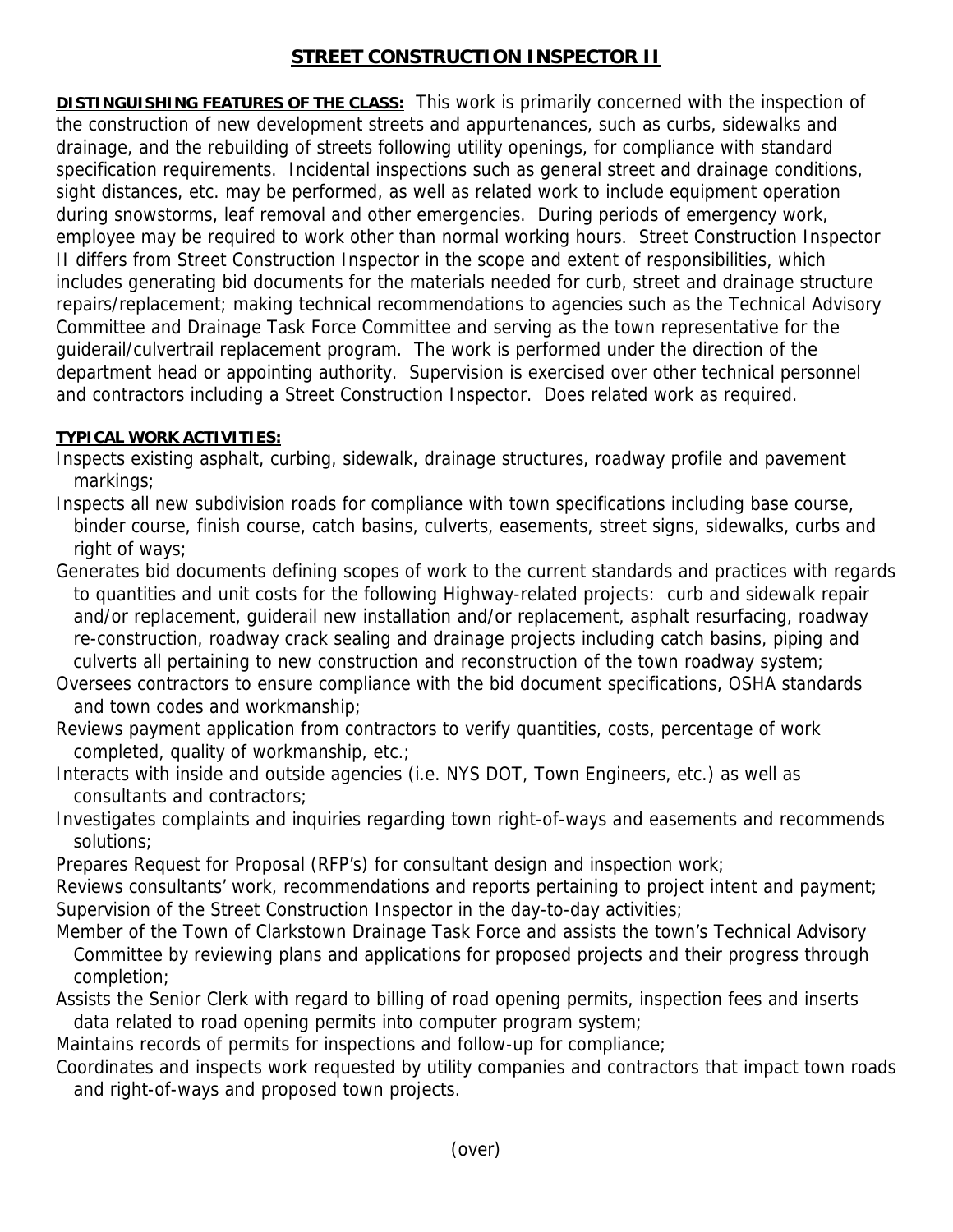# STREET CONSTRUCTION INSPECTOR II

**DISTINGUISHING FEATURES OF THE CLASS:** This work is primarily concerned with the inspection of the construction of new development streets and appurtenances, such as curbs, sidewalks and drainage, and the rebuilding of streets following utility openings, for compliance with standard specification requirements. Incidental inspections such as general street and drainage conditions, sight distances, etc. may be performed, as well as related work to include equipment operation during snowstorms, leaf removal and other emergencies. During periods of emergency work, employee may be required to work other than normal working hours. Street Construction Inspector II differs from Street Construction Inspector in the scope and extent of responsibilities, which includes generating bid documents for the materials needed for curb, street and drainage structure repairs/replacement; making technical recommendations to agencies such as the Technical Advisory Committee and Drainage Task Force Committee and serving as the town representative for the guiderail/culvertrail replacement program. The work is performed under the direction of the department head or appointing authority. Supervision is exercised over other technical personnel and contractors including a Street Construction Inspector. Does related work as required.

**TYPICAL WORK ACTIVITIES:**

Inspects existing asphalt, curbing, sidewalk, drainage structures, roadway profile and pavement markings;

Inspects all new subdivision roads for compliance with town specifications including base course, binder course, finish course, catch basins, culverts, easements, street signs, sidewalks, curbs and right of ways;

Generates bid documents defining scopes of work to the current standards and practices with regards to quantities and unit costs for the following Highway-related projects: curb and sidewalk repair and/or replacement, guiderail new installation and/or replacement, asphalt resurfacing, roadway re-construction, roadway crack sealing and drainage projects including catch basins, piping and culverts all pertaining to new construction and reconstruction of the town roadway system;

Oversees contractors to ensure compliance with the bid document specifications, OSHA standards and town codes and workmanship;

Reviews payment application from contractors to verify quantities, costs, percentage of work completed, quality of workmanship, etc.;

Interacts with inside and outside agencies (i.e. NYS DOT, Town Engineers, etc.) as well as consultants and contractors;

Investigates complaints and inquiries regarding town right-of-ways and easements and recommends solutions;

Prepares Request for Proposal (RFP's) for consultant design and inspection work;

Reviews consultants' work, recommendations and reports pertaining to project intent and payment;

Supervision of the Street Construction Inspector in the day-to-day activities;

Member of the Town of Clarkstown Drainage Task Force and assists the town's Technical Advisory Committee by reviewing plans and applications for proposed projects and their progress through completion;

Assists the Senior Clerk with regard to billing of road opening permits, inspection fees and inserts data related to road opening permits into computer program system;

Maintains records of permits for inspections and follow-up for compliance;

Coordinates and inspects work requested by utility companies and contractors that impact town roads and right-of-ways and proposed town projects.

(over)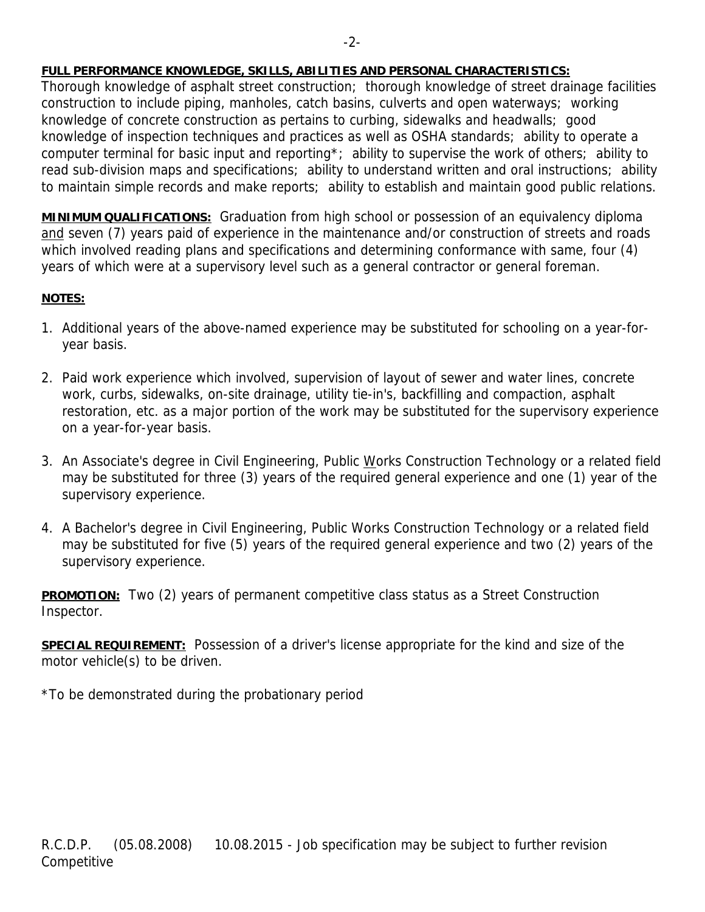**FULL PERFORMANCE KNOWLEDGE, SKILLS, ABILITIES AND PERSONAL CHARACTERISTICS:** Thorough knowledge of asphalt street construction; thorough knowledge of street drainage facilities construction to include piping, manholes, catch basins, culverts and open waterways; working knowledge of concrete construction as pertains to curbing, sidewalks and headwalls; good knowledge of inspection techniques and practices as well as OSHA standards; ability to operate a computer terminal for basic input and reporting*; ability to supervise the work of others; ability to read sub-division maps and specifications; ability to understand written and oral instructions; ability to maintain simple records and make reports; ability to establish and maintain good public relations.

**MINIMUM QUALIFICATIONS:** Graduation from high school or possession of an equivalency diploma and seven (7) years paid of experience in the maintenance and/or construction of streets and roads which involved reading plans and specifications and determining conformance with same, four (4) years of which were at a supervisory level such as a general contractor or general foreman.

**NOTES:**

1. Additional years of the above-named experience may be substituted for schooling on a year-for-year basis.
2. Paid work experience which involved, supervision of layout of sewer and water lines, concrete work, curbs, sidewalks, on-site drainage, utility tie-in's, backfilling and compaction, asphalt restoration, etc. as a major portion of the work may be substituted for the supervisory experience on a year-for-year basis.
3. An Associate's degree in Civil Engineering, Public Works Construction Technology or a related field may be substituted for three (3) years of the required general experience and one (1) year of the supervisory experience.
4. A Bachelor's degree in Civil Engineering, Public Works Construction Technology or a related field may be substituted for five (5) years of the required general experience and two (2) years of the supervisory experience.

**PROMOTION:** Two (2) years of permanent competitive class status as a Street Construction Inspector.

**SPECIAL REQUIREMENT:** Possession of a driver's license appropriate for the kind and size of the motor vehicle(s) to be driven.

*To be demonstrated during the probationary period

R.C.D.P. (05.08.2008) 10.08.2015 - Job specification may be subject to further revision
Competitive